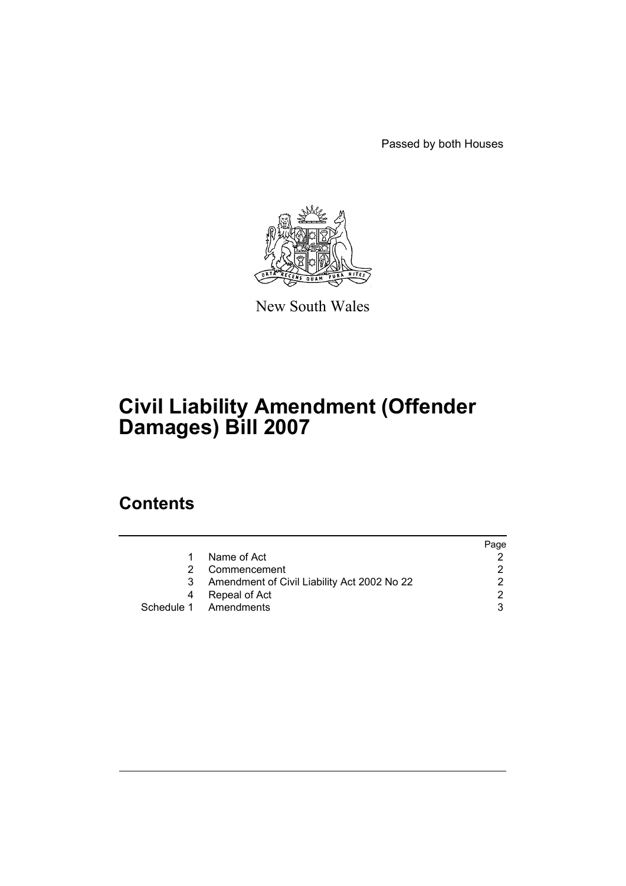Passed by both Houses

New South Wales

# Civil Liability Amendment (Offender Damages) Bill 2007

## Contents

| | | Page |
|---|---|---|
| 1 | Name of Act | 2 |
| 2 | Commencement | 2 |
| 3 | Amendment of Civil Liability Act 2002 No 22 | 2 |
| 4 | Repeal of Act | 2 |
| Schedule 1 | Amendments | 3 |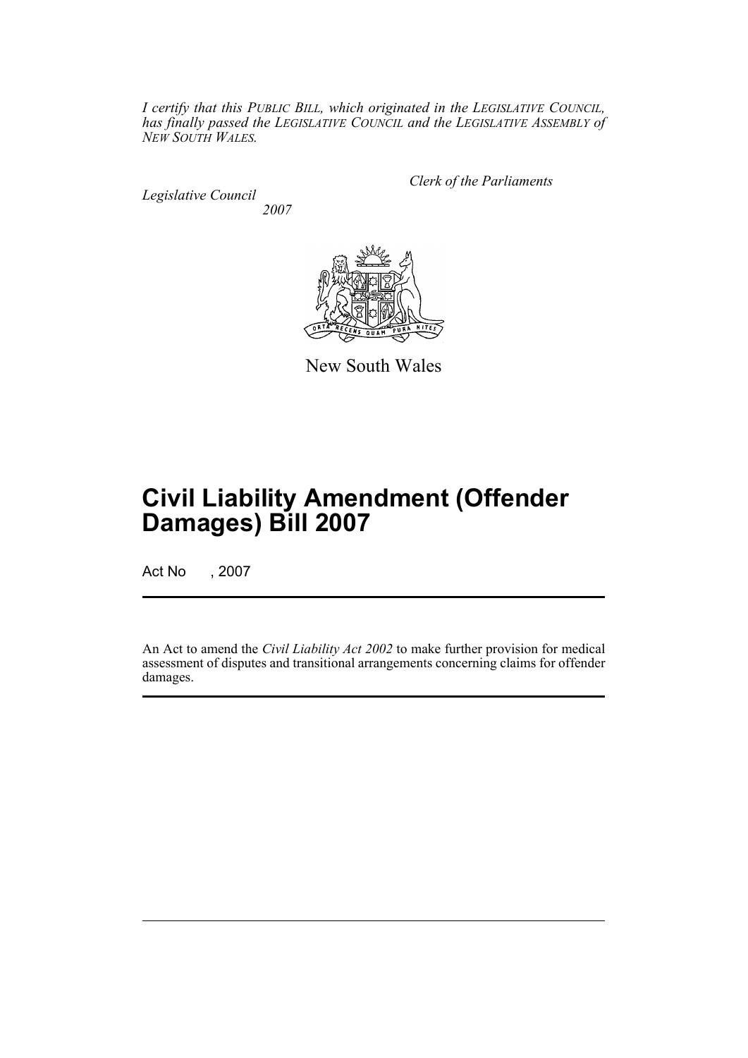*I certify that this PUBLIC BILL, which originated in the LEGISLATIVE COUNCIL, has finally passed the LEGISLATIVE COUNCIL and the LEGISLATIVE ASSEMBLY of NEW SOUTH WALES.*

*Clerk of the Parliaments*

*Legislative Council*
*2007*

New South Wales

# Civil Liability Amendment (Offender Damages) Bill 2007

Act No , 2007

An Act to amend the *Civil Liability Act 2002* to make further provision for medical assessment of disputes and transitional arrangements concerning claims for offender damages.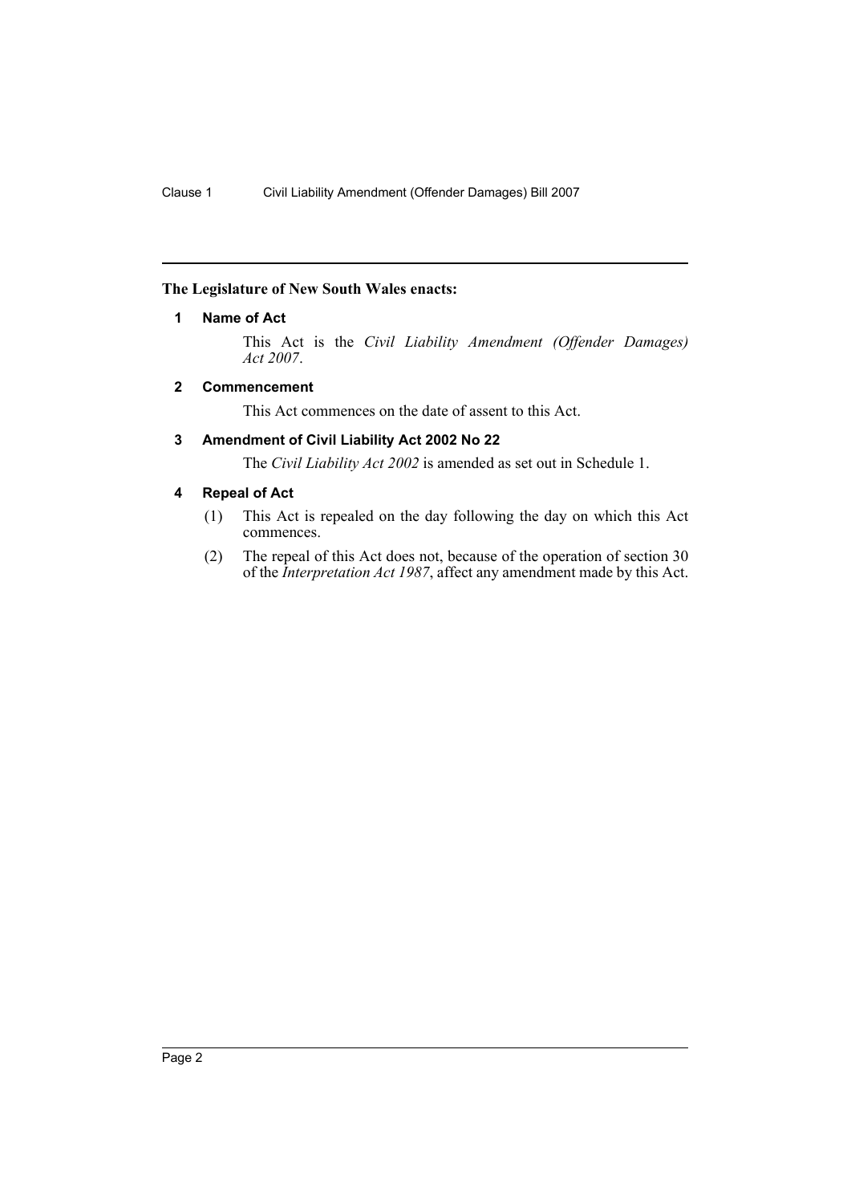**The Legislature of New South Wales enacts:**

## 1 Name of Act

This Act is the *Civil Liability Amendment (Offender Damages) Act 2007*.

## 2 Commencement

This Act commences on the date of assent to this Act.

## 3 Amendment of Civil Liability Act 2002 No 22

The *Civil Liability Act 2002* is amended as set out in Schedule 1.

## 4 Repeal of Act

(1) This Act is repealed on the day following the day on which this Act commences.

(2) The repeal of this Act does not, because of the operation of section 30 of the *Interpretation Act 1987*, affect any amendment made by this Act.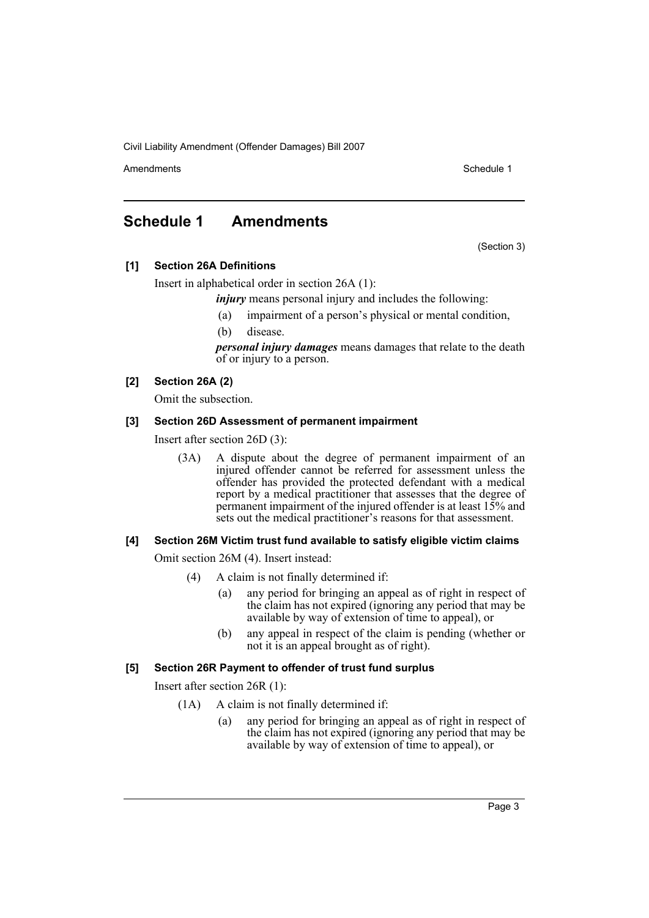# Schedule 1 Amendments

(Section 3)

**[1] Section 26A Definitions**

Insert in alphabetical order in section 26A (1):

> ***injury*** means personal injury and includes the following:
>
> (a) impairment of a person's physical or mental condition,
>
> (b) disease.
>
> ***personal injury damages*** means damages that relate to the death of or injury to a person.

**[2] Section 26A (2)**

Omit the subsection.

**[3] Section 26D Assessment of permanent impairment**

Insert after section 26D (3):

> (3A) A dispute about the degree of permanent impairment of an injured offender cannot be referred for assessment unless the offender has provided the protected defendant with a medical report by a medical practitioner that assesses that the degree of permanent impairment of the injured offender is at least 15% and sets out the medical practitioner's reasons for that assessment.

**[4] Section 26M Victim trust fund available to satisfy eligible victim claims**

Omit section 26M (4). Insert instead:

> (4) A claim is not finally determined if:
>
> (a) any period for bringing an appeal as of right in respect of the claim has not expired (ignoring any period that may be available by way of extension of time to appeal), or
>
> (b) any appeal in respect of the claim is pending (whether or not it is an appeal brought as of right).

**[5] Section 26R Payment to offender of trust fund surplus**

Insert after section 26R (1):

> (1A) A claim is not finally determined if:
>
> (a) any period for bringing an appeal as of right in respect of the claim has not expired (ignoring any period that may be available by way of extension of time to appeal), or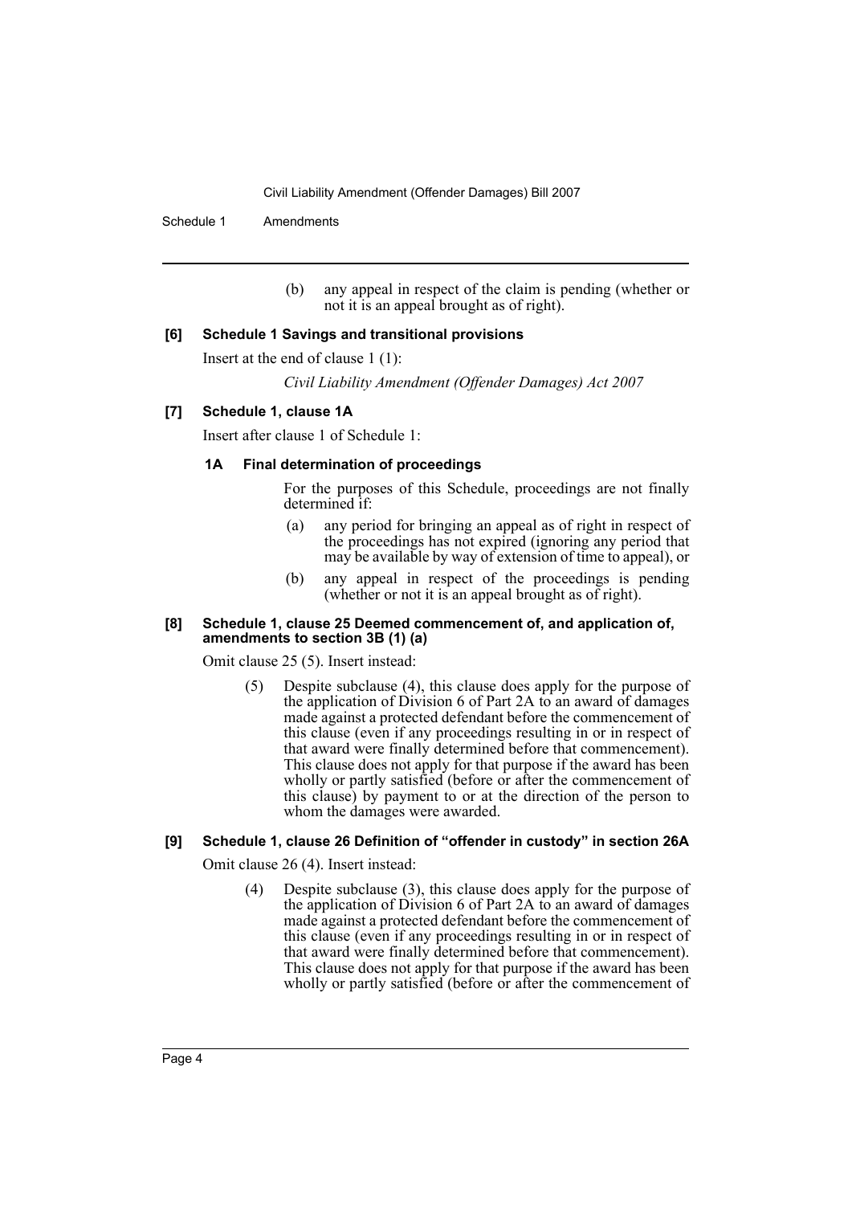(b) any appeal in respect of the claim is pending (whether or not it is an appeal brought as of right).

**[6] Schedule 1 Savings and transitional provisions**

Insert at the end of clause 1 (1):

*Civil Liability Amendment (Offender Damages) Act 2007*

**[7] Schedule 1, clause 1A**

Insert after clause 1 of Schedule 1:

**1A Final determination of proceedings**

For the purposes of this Schedule, proceedings are not finally determined if:

(a) any period for bringing an appeal as of right in respect of the proceedings has not expired (ignoring any period that may be available by way of extension of time to appeal), or

(b) any appeal in respect of the proceedings is pending (whether or not it is an appeal brought as of right).

**[8] Schedule 1, clause 25 Deemed commencement of, and application of, amendments to section 3B (1) (a)**

Omit clause 25 (5). Insert instead:

(5) Despite subclause (4), this clause does apply for the purpose of the application of Division 6 of Part 2A to an award of damages made against a protected defendant before the commencement of this clause (even if any proceedings resulting in or in respect of that award were finally determined before that commencement). This clause does not apply for that purpose if the award has been wholly or partly satisfied (before or after the commencement of this clause) by payment to or at the direction of the person to whom the damages were awarded.

**[9] Schedule 1, clause 26 Definition of "offender in custody" in section 26A**

Omit clause 26 (4). Insert instead:

(4) Despite subclause (3), this clause does apply for the purpose of the application of Division 6 of Part 2A to an award of damages made against a protected defendant before the commencement of this clause (even if any proceedings resulting in or in respect of that award were finally determined before that commencement). This clause does not apply for that purpose if the award has been wholly or partly satisfied (before or after the commencement of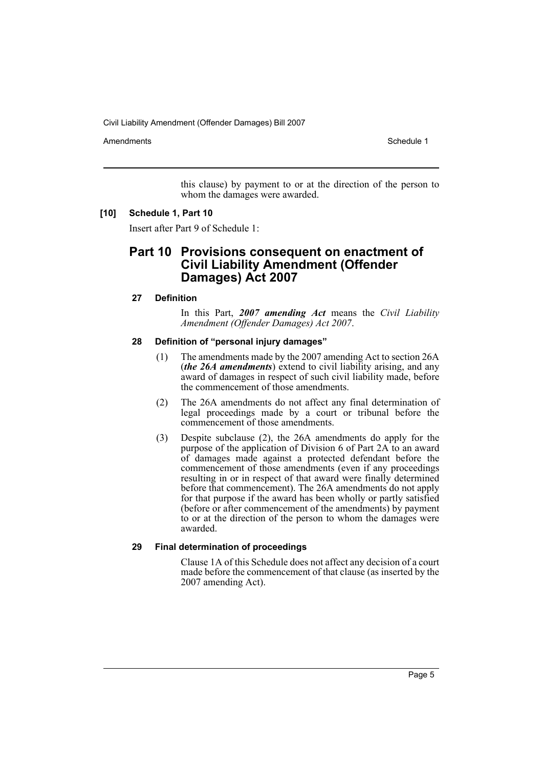this clause) by payment to or at the direction of the person to whom the damages were awarded.

**[10] Schedule 1, Part 10**

Insert after Part 9 of Schedule 1:

## Part 10 Provisions consequent on enactment of Civil Liability Amendment (Offender Damages) Act 2007

### 27 Definition

In this Part, ***2007 amending Act*** means the *Civil Liability Amendment (Offender Damages) Act 2007*.

### 28 Definition of "personal injury damages"

(1) The amendments made by the 2007 amending Act to section 26A (***the 26A amendments***) extend to civil liability arising, and any award of damages in respect of such civil liability made, before the commencement of those amendments.

(2) The 26A amendments do not affect any final determination of legal proceedings made by a court or tribunal before the commencement of those amendments.

(3) Despite subclause (2), the 26A amendments do apply for the purpose of the application of Division 6 of Part 2A to an award of damages made against a protected defendant before the commencement of those amendments (even if any proceedings resulting in or in respect of that award were finally determined before that commencement). The 26A amendments do not apply for that purpose if the award has been wholly or partly satisfied (before or after commencement of the amendments) by payment to or at the direction of the person to whom the damages were awarded.

### 29 Final determination of proceedings

Clause 1A of this Schedule does not affect any decision of a court made before the commencement of that clause (as inserted by the 2007 amending Act).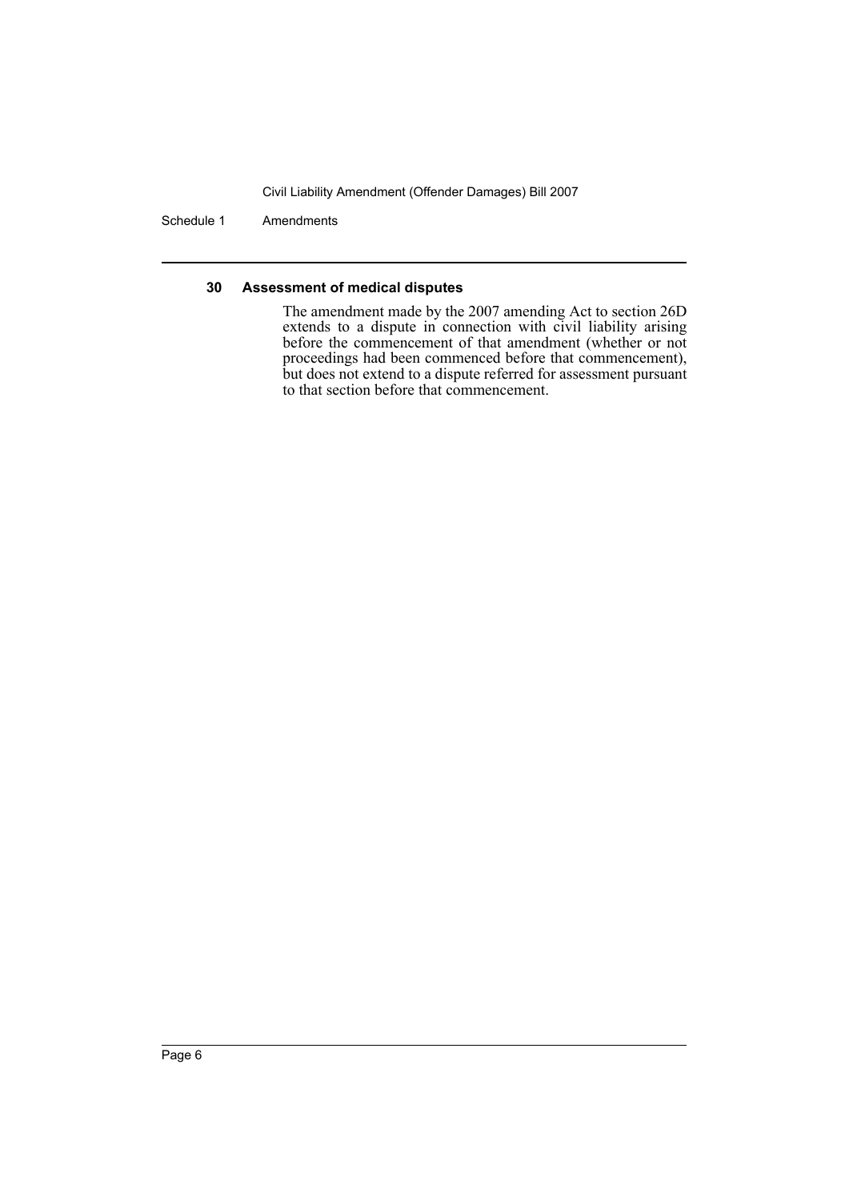### 30 Assessment of medical disputes

The amendment made by the 2007 amending Act to section 26D extends to a dispute in connection with civil liability arising before the commencement of that amendment (whether or not proceedings had been commenced before that commencement), but does not extend to a dispute referred for assessment pursuant to that section before that commencement.